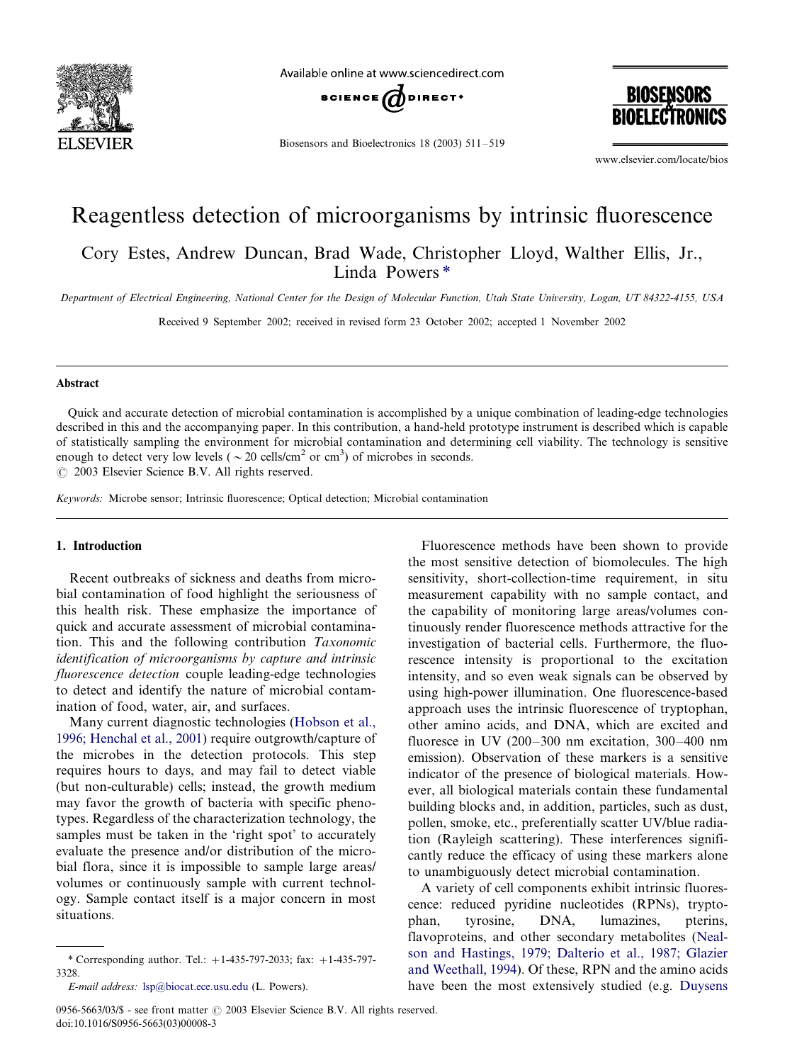# Reagentless detection of microorganisms by intrinsic fluorescence

Cory Estes, Andrew Duncan, Brad Wade, Christopher Lloyd, Walther Ellis, Jr., Linda Powers *

*Department of Electrical Engineering, National Center for the Design of Molecular Function, Utah State University, Logan, UT 84322-4155, USA*

Received 9 September 2002; received in revised form 23 October 2002; accepted 1 November 2002

## Abstract

Quick and accurate detection of microbial contamination is accomplished by a unique combination of leading-edge technologies described in this and the accompanying paper. In this contribution, a hand-held prototype instrument is described which is capable of statistically sampling the environment for microbial contamination and determining cell viability. The technology is sensitive enough to detect very low levels ( ~20 cells/cm$^2$ or cm$^3$) of microbes in seconds.

© 2003 Elsevier Science B.V. All rights reserved.

*Keywords:* Microbe sensor; Intrinsic fluorescence; Optical detection; Microbial contamination

## 1. Introduction

Recent outbreaks of sickness and deaths from microbial contamination of food highlight the seriousness of this health risk. These emphasize the importance of quick and accurate assessment of microbial contamination. This and the following contribution *Taxonomic identification of microorganisms by capture and intrinsic fluorescence detection* couple leading-edge technologies to detect and identify the nature of microbial contamination of food, water, air, and surfaces.

Many current diagnostic technologies (Hobson et al., 1996; Henchal et al., 2001) require outgrowth/capture of the microbes in the detection protocols. This step requires hours to days, and may fail to detect viable (but non-culturable) cells; instead, the growth medium may favor the growth of bacteria with specific phenotypes. Regardless of the characterization technology, the samples must be taken in the 'right spot' to accurately evaluate the presence and/or distribution of the microbial flora, since it is impossible to sample large areas/volumes or continuously sample with current technology. Sample contact itself is a major concern in most situations.

Fluorescence methods have been shown to provide the most sensitive detection of biomolecules. The high sensitivity, short-collection-time requirement, in situ measurement capability with no sample contact, and the capability of monitoring large areas/volumes continuously render fluorescence methods attractive for the investigation of bacterial cells. Furthermore, the fluorescence intensity is proportional to the excitation intensity, and so even weak signals can be observed by using high-power illumination. One fluorescence-based approach uses the intrinsic fluorescence of tryptophan, other amino acids, and DNA, which are excited and fluoresce in UV (200–300 nm excitation, 300–400 nm emission). Observation of these markers is a sensitive indicator of the presence of biological materials. However, all biological materials contain these fundamental building blocks and, in addition, particles, such as dust, pollen, smoke, etc., preferentially scatter UV/blue radiation (Rayleigh scattering). These interferences significantly reduce the efficacy of using these markers alone to unambiguously detect microbial contamination.

A variety of cell components exhibit intrinsic fluorescence: reduced pyridine nucleotides (RPNs), tryptophan, tyrosine, DNA, lumazines, pterins, flavoproteins, and other secondary metabolites (Nealson and Hastings, 1979; Dalterio et al., 1987; Glazier and Weethall, 1994). Of these, RPN and the amino acids have been the most extensively studied (e.g. Duysens

* Corresponding author. Tel.: +1-435-797-2033; fax: +1-435-797-3328.

*E-mail address:* lsp@biocat.ece.usu.edu (L. Powers).

0956-5663/03/$ - see front matter © 2003 Elsevier Science B.V. All rights reserved.
doi:10.1016/S0956-5663(03)00008-3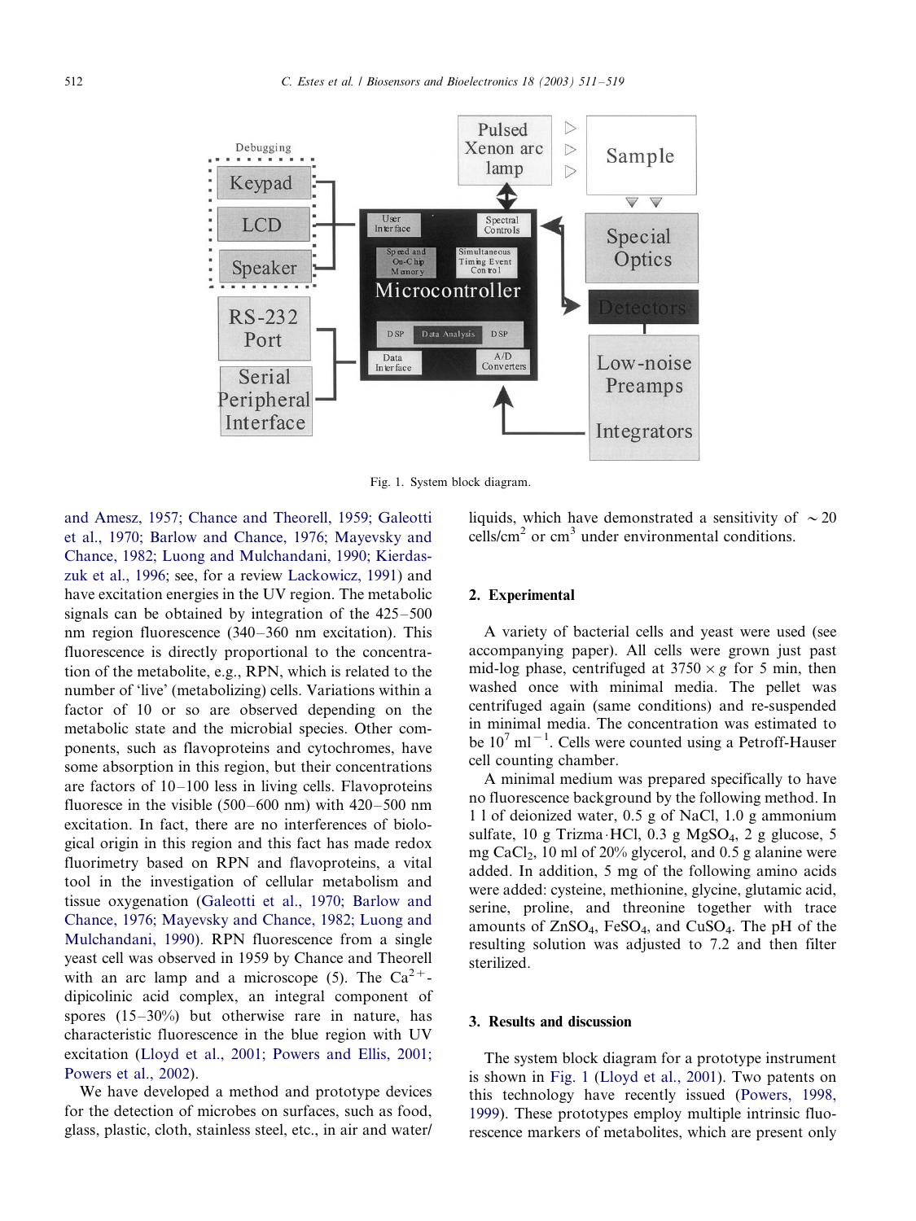Fig. 1. System block diagram.

and Amesz, 1957; Chance and Theorell, 1959; Galeotti et al., 1970; Barlow and Chance, 1976; Mayevsky and Chance, 1982; Luong and Mulchandani, 1990; Kierdaszuk et al., 1996; see, for a review Lackowicz, 1991) and have excitation energies in the UV region. The metabolic signals can be obtained by integration of the 425–500 nm region fluorescence (340–360 nm excitation). This fluorescence is directly proportional to the concentration of the metabolite, e.g., RPN, which is related to the number of 'live' (metabolizing) cells. Variations within a factor of 10 or so are observed depending on the metabolic state and the microbial species. Other components, such as flavoproteins and cytochromes, have some absorption in this region, but their concentrations are factors of 10–100 less in living cells. Flavoproteins fluoresce in the visible (500–600 nm) with 420–500 nm excitation. In fact, there are no interferences of biological origin in this region and this fact has made redox fluorimetry based on RPN and flavoproteins, a vital tool in the investigation of cellular metabolism and tissue oxygenation (Galeotti et al., 1970; Barlow and Chance, 1976; Mayevsky and Chance, 1982; Luong and Mulchandani, 1990). RPN fluorescence from a single yeast cell was observed in 1959 by Chance and Theorell with an arc lamp and a microscope (5). The $Ca^{2+}$-dipicolinic acid complex, an integral component of spores (15–30%) but otherwise rare in nature, has characteristic fluorescence in the blue region with UV excitation (Lloyd et al., 2001; Powers and Ellis, 2001; Powers et al., 2002).

We have developed a method and prototype devices for the detection of microbes on surfaces, such as food, glass, plastic, cloth, stainless steel, etc., in air and water/liquids, which have demonstrated a sensitivity of ~20 cells/cm$^2$ or cm$^3$ under environmental conditions.

## 2. Experimental

A variety of bacterial cells and yeast were used (see accompanying paper). All cells were grown just past mid-log phase, centrifuged at 3750 × *g* for 5 min, then washed once with minimal media. The pellet was centrifuged again (same conditions) and re-suspended in minimal media. The concentration was estimated to be $10^7$ ml$^{-1}$. Cells were counted using a Petroff-Hauser cell counting chamber.

A minimal medium was prepared specifically to have no fluorescence background by the following method. In 1 l of deionized water, 0.5 g of NaCl, 1.0 g ammonium sulfate, 10 g Trizma·HCl, 0.3 g $MgSO_4$, 2 g glucose, 5 mg $CaCl_2$, 10 ml of 20% glycerol, and 0.5 g alanine were added. In addition, 5 mg of the following amino acids were added: cysteine, methionine, glycine, glutamic acid, serine, proline, and threonine together with trace amounts of $ZnSO_4$, $FeSO_4$, and $CuSO_4$. The pH of the resulting solution was adjusted to 7.2 and then filter sterilized.

## 3. Results and discussion

The system block diagram for a prototype instrument is shown in Fig. 1 (Lloyd et al., 2001). Two patents on this technology have recently issued (Powers, 1998, 1999). These prototypes employ multiple intrinsic fluorescence markers of metabolites, which are present only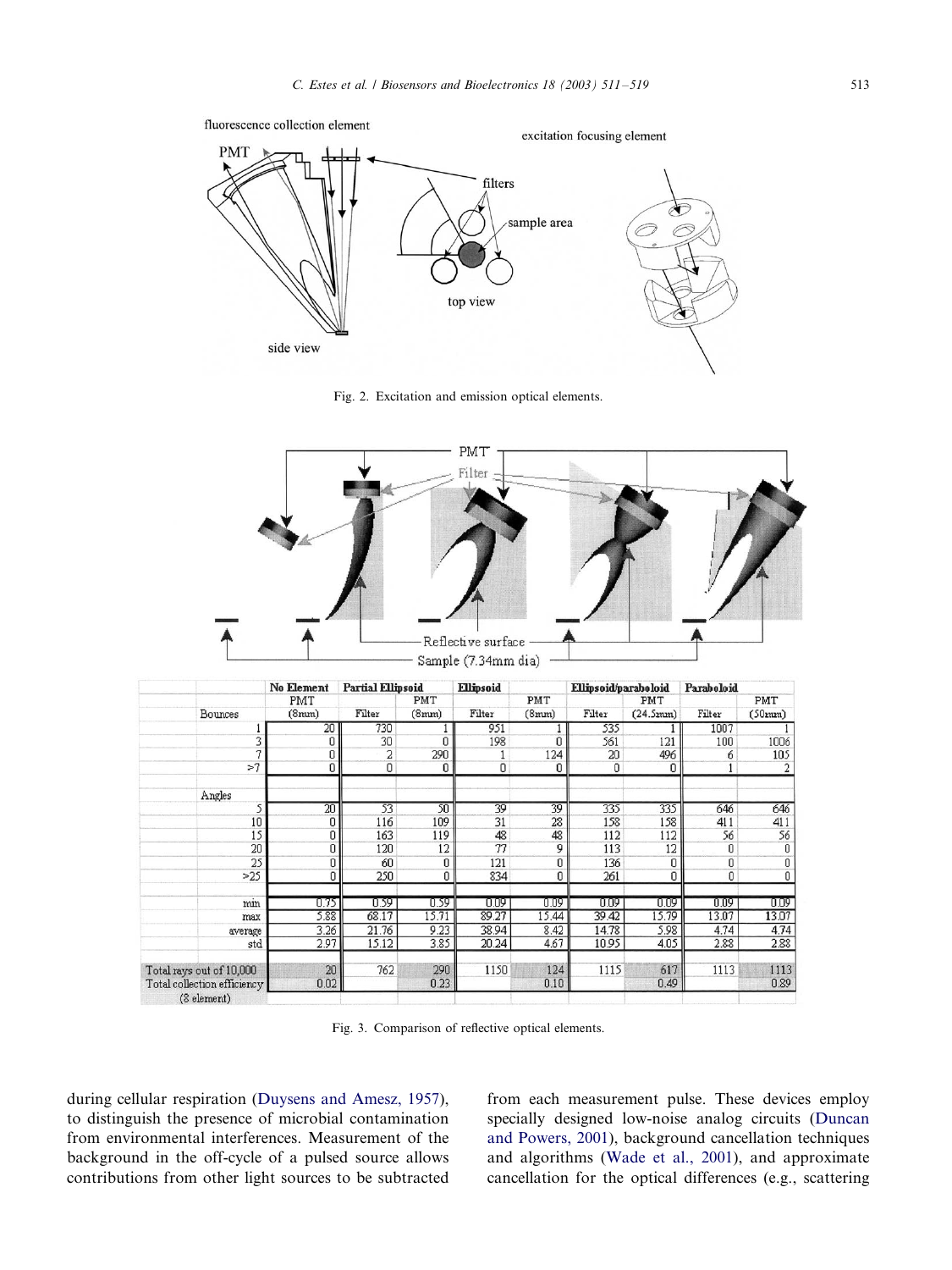Fig. 2. Excitation and emission optical elements.

| | No Element | Partial Ellipsoid | | Ellipsoid | | Ellipsoid/paraboloid | | Paraboloid | |
|---|---|---|---|---|---|---|---|---|---|
| | PMT (8mm) | Filter | PMT (8mm) | Filter | PMT (8mm) | Filter | PMT (24.5mm) | Filter | PMT (50mm) |
| Bounces | | | | | | | | | |
| 1 | 20 | 730 | 1 | 951 | 1 | 535 | 1 | 1007 | 1 |
| 3 | 0 | 30 | 0 | 198 | 0 | 561 | 121 | 100 | 1006 |
| 7 | 0 | 2 | 290 | 1 | 124 | 20 | 496 | 6 | 105 |
| >7 | 0 | 0 | 0 | 0 | 0 | 0 | 0 | 1 | 2 |
| Angles | | | | | | | | | |
| 5 | 20 | 53 | 50 | 39 | 39 | 335 | 335 | 646 | 646 |
| 10 | 0 | 116 | 109 | 31 | 28 | 158 | 158 | 411 | 411 |
| 15 | 0 | 163 | 119 | 48 | 48 | 112 | 112 | 56 | 56 |
| 20 | 0 | 120 | 12 | 77 | 9 | 113 | 12 | 0 | 0 |
| 25 | 0 | 60 | 0 | 121 | 0 | 136 | 0 | 0 | 0 |
| >25 | 0 | 250 | 0 | 834 | 0 | 261 | 0 | 0 | 0 |
| min | 0.75 | 0.59 | 0.59 | 0.09 | 0.09 | 0.09 | 0.09 | 0.09 | 0.09 |
| max | 5.88 | 68.17 | 15.71 | 89.27 | 15.44 | 39.42 | 15.79 | 13.07 | 13.07 |
| average | 3.26 | 21.76 | 9.23 | 38.94 | 8.42 | 14.78 | 5.98 | 4.74 | 4.74 |
| std | 2.97 | 15.12 | 3.85 | 20.24 | 4.67 | 10.95 | 4.05 | 2.88 | 2.88 |
| Total rays out of 10,000 | 20 | 762 | 290 | 1150 | 124 | 1115 | 617 | 1113 | 1113 |
| Total collection efficiency (8 element) | 0.02 | | 0.23 | | 0.10 | | 0.49 | | 0.89 |

Fig. 3. Comparison of reflective optical elements.

during cellular respiration (Duysens and Amesz, 1957), to distinguish the presence of microbial contamination from environmental interferences. Measurement of the background in the off-cycle of a pulsed source allows contributions from other light sources to be subtracted from each measurement pulse. These devices employ specially designed low-noise analog circuits (Duncan and Powers, 2001), background cancellation techniques and algorithms (Wade et al., 2001), and approximate cancellation for the optical differences (e.g., scattering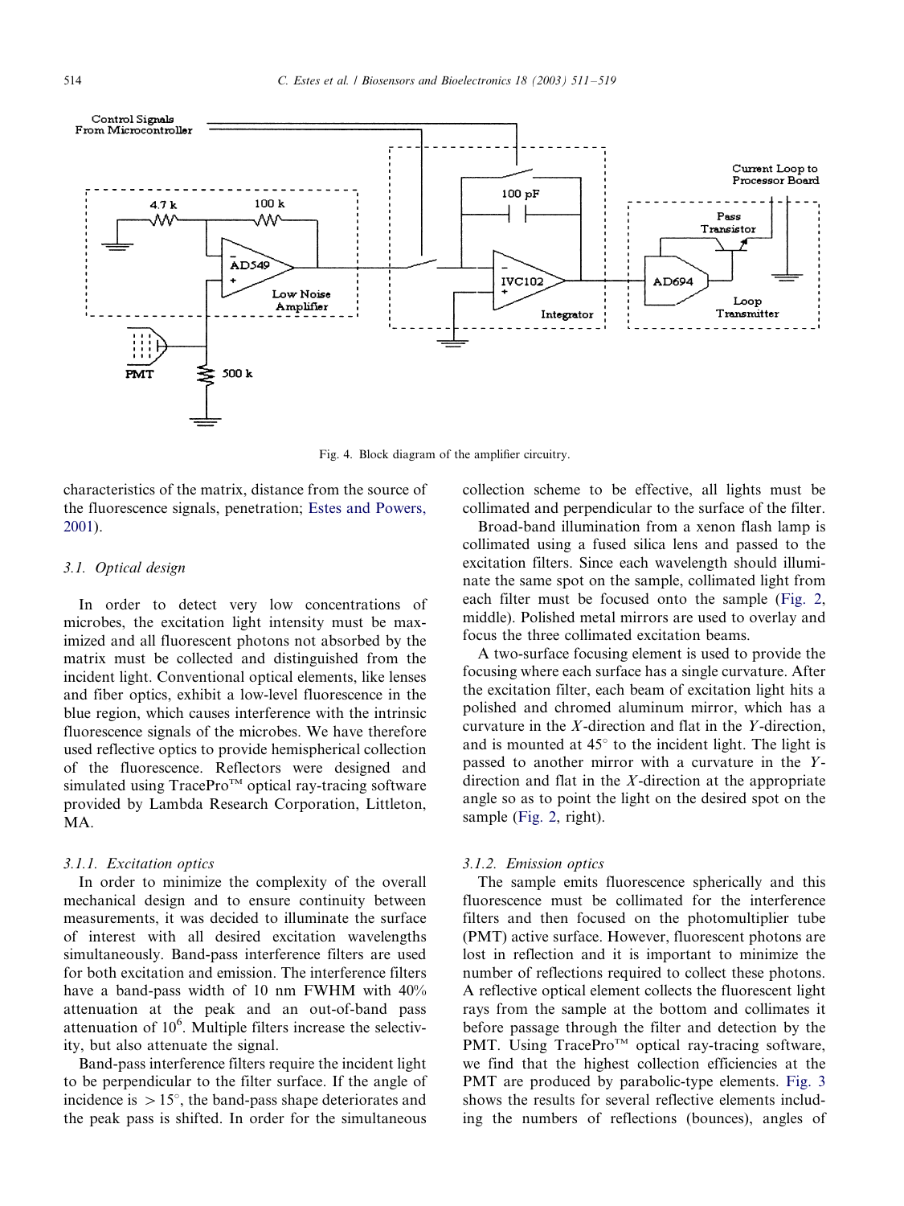Fig. 4. Block diagram of the amplifier circuitry.

characteristics of the matrix, distance from the source of the fluorescence signals, penetration; Estes and Powers, 2001).

### 3.1. Optical design

In order to detect very low concentrations of microbes, the excitation light intensity must be maximized and all fluorescent photons not absorbed by the matrix must be collected and distinguished from the incident light. Conventional optical elements, like lenses and fiber optics, exhibit a low-level fluorescence in the blue region, which causes interference with the intrinsic fluorescence signals of the microbes. We have therefore used reflective optics to provide hemispherical collection of the fluorescence. Reflectors were designed and simulated using TracePro™ optical ray-tracing software provided by Lambda Research Corporation, Littleton, MA.

#### 3.1.1. Excitation optics

In order to minimize the complexity of the overall mechanical design and to ensure continuity between measurements, it was decided to illuminate the surface of interest with all desired excitation wavelengths simultaneously. Band-pass interference filters are used for both excitation and emission. The interference filters have a band-pass width of 10 nm FWHM with 40% attenuation at the peak and an out-of-band pass attenuation of $10^6$. Multiple filters increase the selectivity, but also attenuate the signal.

Band-pass interference filters require the incident light to be perpendicular to the filter surface. If the angle of incidence is $>15°$, the band-pass shape deteriorates and the peak pass is shifted. In order for the simultaneous collection scheme to be effective, all lights must be collimated and perpendicular to the surface of the filter.

Broad-band illumination from a xenon flash lamp is collimated using a fused silica lens and passed to the excitation filters. Since each wavelength should illuminate the same spot on the sample, collimated light from each filter must be focused onto the sample (Fig. 2, middle). Polished metal mirrors are used to overlay and focus the three collimated excitation beams.

A two-surface focusing element is used to provide the focusing where each surface has a single curvature. After the excitation filter, each beam of excitation light hits a polished and chromed aluminum mirror, which has a curvature in the *X*-direction and flat in the *Y*-direction, and is mounted at 45° to the incident light. The light is passed to another mirror with a curvature in the *Y*-direction and flat in the *X*-direction at the appropriate angle so as to point the light on the desired spot on the sample (Fig. 2, right).

#### 3.1.2. Emission optics

The sample emits fluorescence spherically and this fluorescence must be collimated for the interference filters and then focused on the photomultiplier tube (PMT) active surface. However, fluorescent photons are lost in reflection and it is important to minimize the number of reflections required to collect these photons. A reflective optical element collects the fluorescent light rays from the sample at the bottom and collimates it before passage through the filter and detection by the PMT. Using TracePro™ optical ray-tracing software, we find that the highest collection efficiencies at the PMT are produced by parabolic-type elements. Fig. 3 shows the results for several reflective elements including the numbers of reflections (bounces), angles of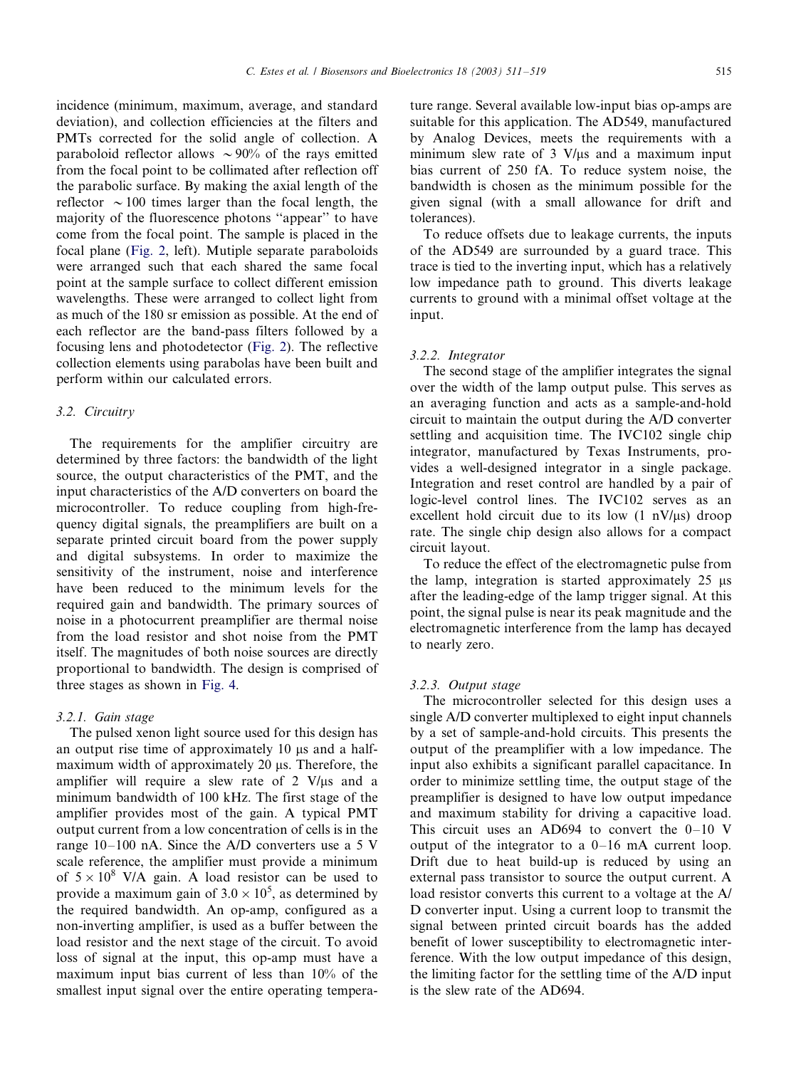incidence (minimum, maximum, average, and standard deviation), and collection efficiencies at the filters and PMTs corrected for the solid angle of collection. A paraboloid reflector allows ~90% of the rays emitted from the focal point to be collimated after reflection off the parabolic surface. By making the axial length of the reflector ~100 times larger than the focal length, the majority of the fluorescence photons "appear" to have come from the focal point. The sample is placed in the focal plane (Fig. 2, left). Mutiple separate paraboloids were arranged such that each shared the same focal point at the sample surface to collect different emission wavelengths. These were arranged to collect light from as much of the 180 sr emission as possible. At the end of each reflector are the band-pass filters followed by a focusing lens and photodetector (Fig. 2). The reflective collection elements using parabolas have been built and perform within our calculated errors.

### 3.2. Circuitry

The requirements for the amplifier circuitry are determined by three factors: the bandwidth of the light source, the output characteristics of the PMT, and the input characteristics of the A/D converters on board the microcontroller. To reduce coupling from high-frequency digital signals, the preamplifiers are built on a separate printed circuit board from the power supply and digital subsystems. In order to maximize the sensitivity of the instrument, noise and interference have been reduced to the minimum levels for the required gain and bandwidth. The primary sources of noise in a photocurrent preamplifier are thermal noise from the load resistor and shot noise from the PMT itself. The magnitudes of both noise sources are directly proportional to bandwidth. The design is comprised of three stages as shown in Fig. 4.

#### 3.2.1. Gain stage

The pulsed xenon light source used for this design has an output rise time of approximately 10 μs and a half-maximum width of approximately 20 μs. Therefore, the amplifier will require a slew rate of 2 V/μs and a minimum bandwidth of 100 kHz. The first stage of the amplifier provides most of the gain. A typical PMT output current from a low concentration of cells is in the range 10–100 nA. Since the A/D converters use a 5 V scale reference, the amplifier must provide a minimum of $5 \times 10^8$ V/A gain. A load resistor can be used to provide a maximum gain of $3.0 \times 10^5$, as determined by the required bandwidth. An op-amp, configured as a non-inverting amplifier, is used as a buffer between the load resistor and the next stage of the circuit. To avoid loss of signal at the input, this op-amp must have a maximum input bias current of less than 10% of the smallest input signal over the entire operating temperature range. Several available low-input bias op-amps are suitable for this application. The AD549, manufactured by Analog Devices, meets the requirements with a minimum slew rate of 3 V/μs and a maximum input bias current of 250 fA. To reduce system noise, the bandwidth is chosen as the minimum possible for the given signal (with a small allowance for drift and tolerances).

To reduce offsets due to leakage currents, the inputs of the AD549 are surrounded by a guard trace. This trace is tied to the inverting input, which has a relatively low impedance path to ground. This diverts leakage currents to ground with a minimal offset voltage at the input.

#### 3.2.2. Integrator

The second stage of the amplifier integrates the signal over the width of the lamp output pulse. This serves as an averaging function and acts as a sample-and-hold circuit to maintain the output during the A/D converter settling and acquisition time. The IVC102 single chip integrator, manufactured by Texas Instruments, provides a well-designed integrator in a single package. Integration and reset control are handled by a pair of logic-level control lines. The IVC102 serves as an excellent hold circuit due to its low (1 nV/μs) droop rate. The single chip design also allows for a compact circuit layout.

To reduce the effect of the electromagnetic pulse from the lamp, integration is started approximately 25 μs after the leading-edge of the lamp trigger signal. At this point, the signal pulse is near its peak magnitude and the electromagnetic interference from the lamp has decayed to nearly zero.

#### 3.2.3. Output stage

The microcontroller selected for this design uses a single A/D converter multiplexed to eight input channels by a set of sample-and-hold circuits. This presents the output of the preamplifier with a low impedance. The input also exhibits a significant parallel capacitance. In order to minimize settling time, the output stage of the preamplifier is designed to have low output impedance and maximum stability for driving a capacitive load. This circuit uses an AD694 to convert the 0–10 V output of the integrator to a 0–16 mA current loop. Drift due to heat build-up is reduced by using an external pass transistor to source the output current. A load resistor converts this current to a voltage at the A/D converter input. Using a current loop to transmit the signal between printed circuit boards has the added benefit of lower susceptibility to electromagnetic interference. With the low output impedance of this design, the limiting factor for the settling time of the A/D input is the slew rate of the AD694.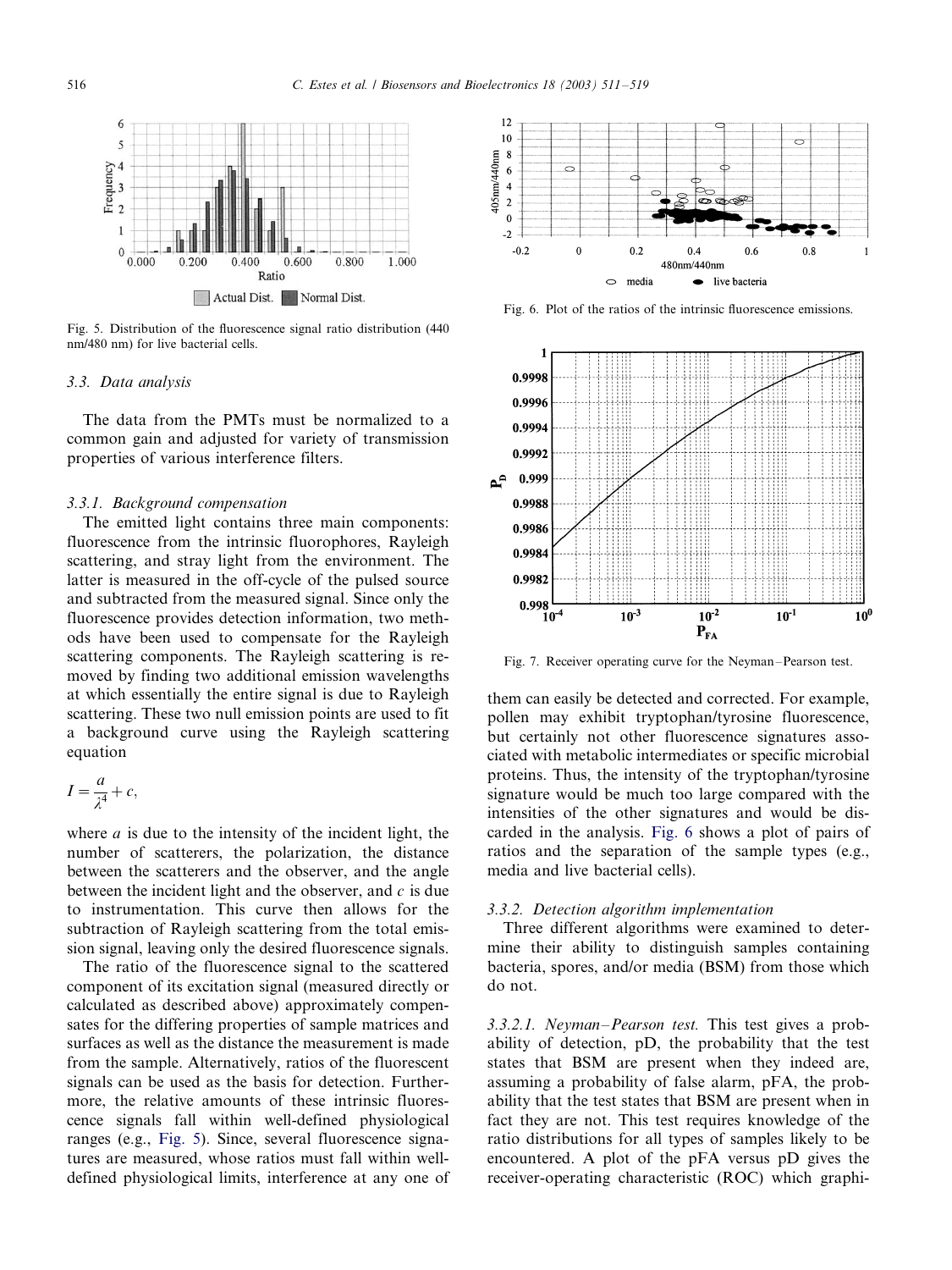Fig. 5. Distribution of the fluorescence signal ratio distribution (440 nm/480 nm) for live bacterial cells.

Fig. 6. Plot of the ratios of the intrinsic fluorescence emissions.

Fig. 7. Receiver operating curve for the Neyman–Pearson test.

### 3.3. Data analysis

The data from the PMTs must be normalized to a common gain and adjusted for variety of transmission properties of various interference filters.

#### 3.3.1. Background compensation

The emitted light contains three main components: fluorescence from the intrinsic fluorophores, Rayleigh scattering, and stray light from the environment. The latter is measured in the off-cycle of the pulsed source and subtracted from the measured signal. Since only the fluorescence provides detection information, two methods have been used to compensate for the Rayleigh scattering components. The Rayleigh scattering is removed by finding two additional emission wavelengths at which essentially the entire signal is due to Rayleigh scattering. These two null emission points are used to fit a background curve using the Rayleigh scattering equation

$$I = \frac{a}{\lambda^4} + c,$$

where $a$ is due to the intensity of the incident light, the number of scatterers, the polarization, the distance between the scatterers and the observer, and the angle between the incident light and the observer, and $c$ is due to instrumentation. This curve then allows for the subtraction of Rayleigh scattering from the total emission signal, leaving only the desired fluorescence signals.

The ratio of the fluorescence signal to the scattered component of its excitation signal (measured directly or calculated as described above) approximately compensates for the differing properties of sample matrices and surfaces as well as the distance the measurement is made from the sample. Alternatively, ratios of the fluorescent signals can be used as the basis for detection. Furthermore, the relative amounts of these intrinsic fluorescence signals fall within well-defined physiological ranges (e.g., Fig. 5). Since, several fluorescence signatures are measured, whose ratios must fall within well-defined physiological limits, interference at any one of them can easily be detected and corrected. For example, pollen may exhibit tryptophan/tyrosine fluorescence, but certainly not other fluorescence signatures associated with metabolic intermediates or specific microbial proteins. Thus, the intensity of the tryptophan/tyrosine signature would be much too large compared with the intensities of the other signatures and would be discarded in the analysis. Fig. 6 shows a plot of pairs of ratios and the separation of the sample types (e.g., media and live bacterial cells).

#### 3.3.2. Detection algorithm implementation

Three different algorithms were examined to determine their ability to distinguish samples containing bacteria, spores, and/or media (BSM) from those which do not.

*3.3.2.1. Neyman–Pearson test.* This test gives a probability of detection, pD, the probability that the test states that BSM are present when they indeed are, assuming a probability of false alarm, pFA, the probability that the test states that BSM are present when in fact they are not. This test requires knowledge of the ratio distributions for all types of samples likely to be encountered. A plot of the pFA versus pD gives the receiver-operating characteristic (ROC) which graphi-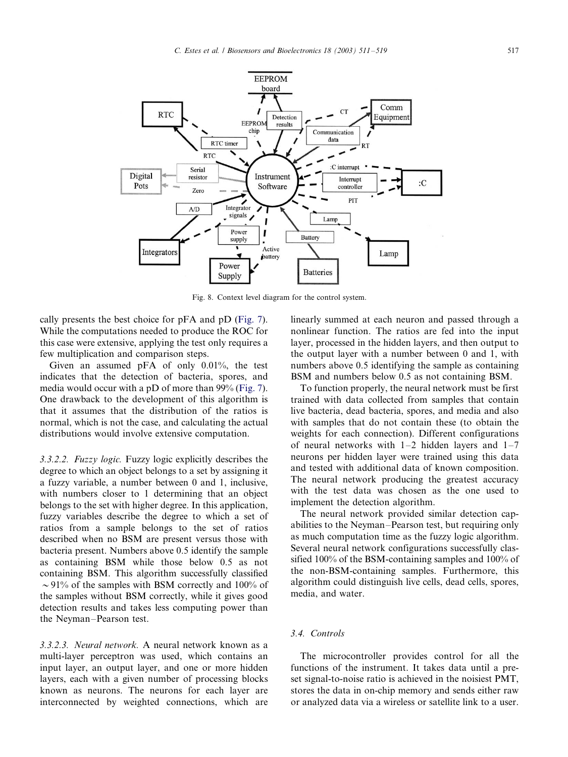Fig. 8. Context level diagram for the control system.

cally presents the best choice for pFA and pD (Fig. 7). While the computations needed to produce the ROC for this case were extensive, applying the test only requires a few multiplication and comparison steps.

Given an assumed pFA of only 0.01%, the test indicates that the detection of bacteria, spores, and media would occur with a pD of more than 99% (Fig. 7). One drawback to the development of this algorithm is that it assumes that the distribution of the ratios is normal, which is not the case, and calculating the actual distributions would involve extensive computation.

*3.3.2.2. Fuzzy logic.* Fuzzy logic explicitly describes the degree to which an object belongs to a set by assigning it a fuzzy variable, a number between 0 and 1, inclusive, with numbers closer to 1 determining that an object belongs to the set with higher degree. In this application, fuzzy variables describe the degree to which a set of ratios from a sample belongs to the set of ratios described when no BSM are present versus those with bacteria present. Numbers above 0.5 identify the sample as containing BSM while those below 0.5 as not containing BSM. This algorithm successfully classified $\sim$91% of the samples with BSM correctly and 100% of the samples without BSM correctly, while it gives good detection results and takes less computing power than the Neyman–Pearson test.

*3.3.2.3. Neural network.* A neural network known as a multi-layer perceptron was used, which contains an input layer, an output layer, and one or more hidden layers, each with a given number of processing blocks known as neurons. The neurons for each layer are interconnected by weighted connections, which are linearly summed at each neuron and passed through a nonlinear function. The ratios are fed into the input layer, processed in the hidden layers, and then output to the output layer with a number between 0 and 1, with numbers above 0.5 identifying the sample as containing BSM and numbers below 0.5 as not containing BSM.

To function properly, the neural network must be first trained with data collected from samples that contain live bacteria, dead bacteria, spores, and media and also with samples that do not contain these (to obtain the weights for each connection). Different configurations of neural networks with 1–2 hidden layers and 1–7 neurons per hidden layer were trained using this data and tested with additional data of known composition. The neural network producing the greatest accuracy with the test data was chosen as the one used to implement the detection algorithm.

The neural network provided similar detection capabilities to the Neyman–Pearson test, but requiring only as much computation time as the fuzzy logic algorithm. Several neural network configurations successfully classified 100% of the BSM-containing samples and 100% of the non-BSM-containing samples. Furthermore, this algorithm could distinguish live cells, dead cells, spores, media, and water.

### 3.4. Controls

The microcontroller provides control for all the functions of the instrument. It takes data until a preset signal-to-noise ratio is achieved in the noisiest PMT, stores the data in on-chip memory and sends either raw or analyzed data via a wireless or satellite link to a user.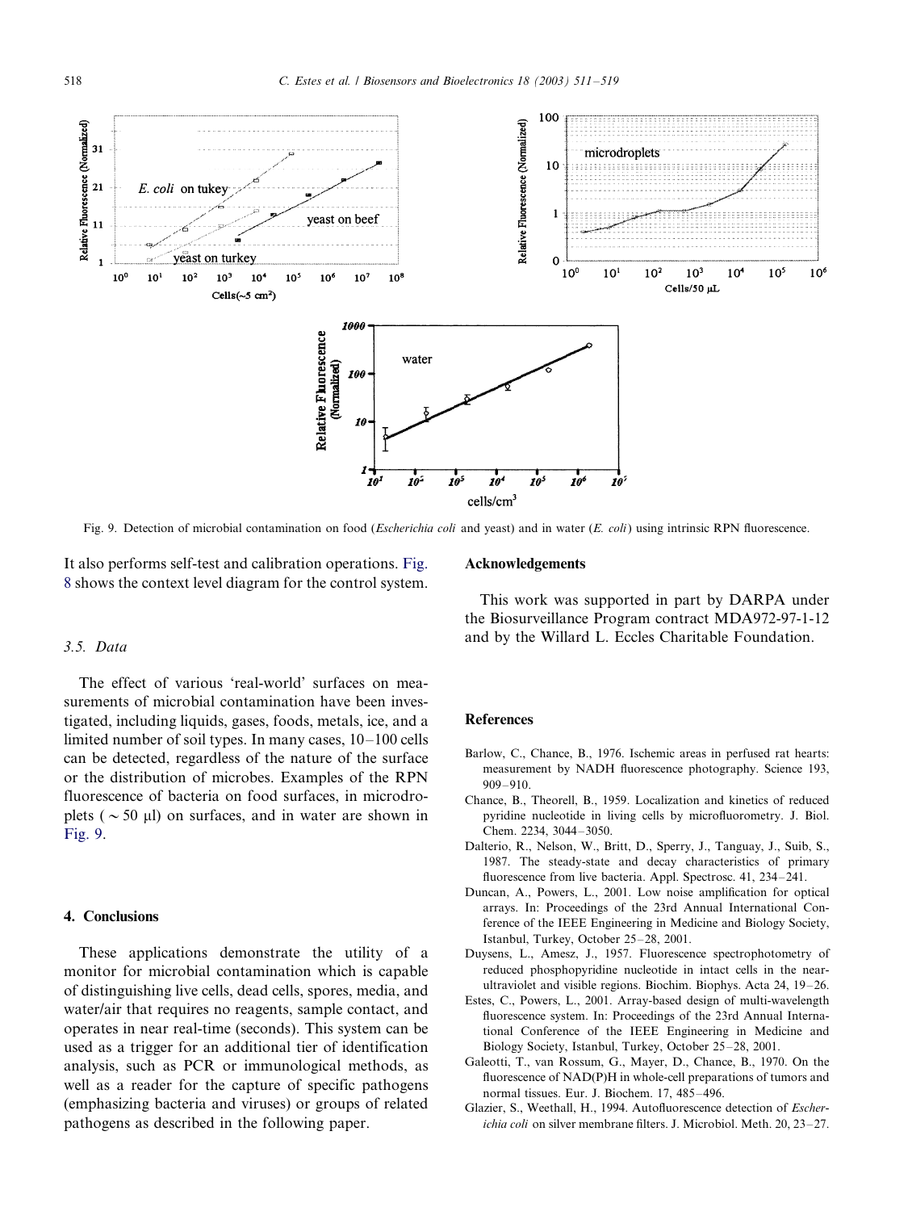Fig. 9. Detection of microbial contamination on food (*Escherichia coli* and yeast) and in water (*E. coli*) using intrinsic RPN fluorescence.

It also performs self-test and calibration operations. Fig. 8 shows the context level diagram for the control system.

### 3.5. Data

The effect of various 'real-world' surfaces on measurements of microbial contamination have been investigated, including liquids, gases, foods, metals, ice, and a limited number of soil types. In many cases, 10–100 cells can be detected, regardless of the nature of the surface or the distribution of microbes. Examples of the RPN fluorescence of bacteria on food surfaces, in microdroplets ( ~ 50 μl) on surfaces, and in water are shown in Fig. 9.

## 4. Conclusions

These applications demonstrate the utility of a monitor for microbial contamination which is capable of distinguishing live cells, dead cells, spores, media, and water/air that requires no reagents, sample contact, and operates in near real-time (seconds). This system can be used as a trigger for an additional tier of identification analysis, such as PCR or immunological methods, as well as a reader for the capture of specific pathogens (emphasizing bacteria and viruses) or groups of related pathogens as described in the following paper.

## Acknowledgements

This work was supported in part by DARPA under the Biosurveillance Program contract MDA972-97-1-12 and by the Willard L. Eccles Charitable Foundation.

## References

Barlow, C., Chance, B., 1976. Ischemic areas in perfused rat hearts: measurement by NADH fluorescence photography. Science 193, 909–910.

Chance, B., Theorell, B., 1959. Localization and kinetics of reduced pyridine nucleotide in living cells by microfluorometry. J. Biol. Chem. 2234, 3044–3050.

Dalterio, R., Nelson, W., Britt, D., Sperry, J., Tanguay, J., Suib, S., 1987. The steady-state and decay characteristics of primary fluorescence from live bacteria. Appl. Spectrosc. 41, 234–241.

Duncan, A., Powers, L., 2001. Low noise amplification for optical arrays. In: Proceedings of the 23rd Annual International Conference of the IEEE Engineering in Medicine and Biology Society, Istanbul, Turkey, October 25–28, 2001.

Duysens, L., Amesz, J., 1957. Fluorescence spectrophotometry of reduced phosphopyridine nucleotide in intact cells in the near-ultraviolet and visible regions. Biochim. Biophys. Acta 24, 19–26.

Estes, C., Powers, L., 2001. Array-based design of multi-wavelength fluorescence system. In: Proceedings of the 23rd Annual International Conference of the IEEE Engineering in Medicine and Biology Society, Istanbul, Turkey, October 25–28, 2001.

Galeotti, T., van Rossum, G., Mayer, D., Chance, B., 1970. On the fluorescence of NAD(P)H in whole-cell preparations of tumors and normal tissues. Eur. J. Biochem. 17, 485–496.

Glazier, S., Weethall, H., 1994. Autofluorescence detection of *Escherichia coli* on silver membrane filters. J. Microbiol. Meth. 20, 23–27.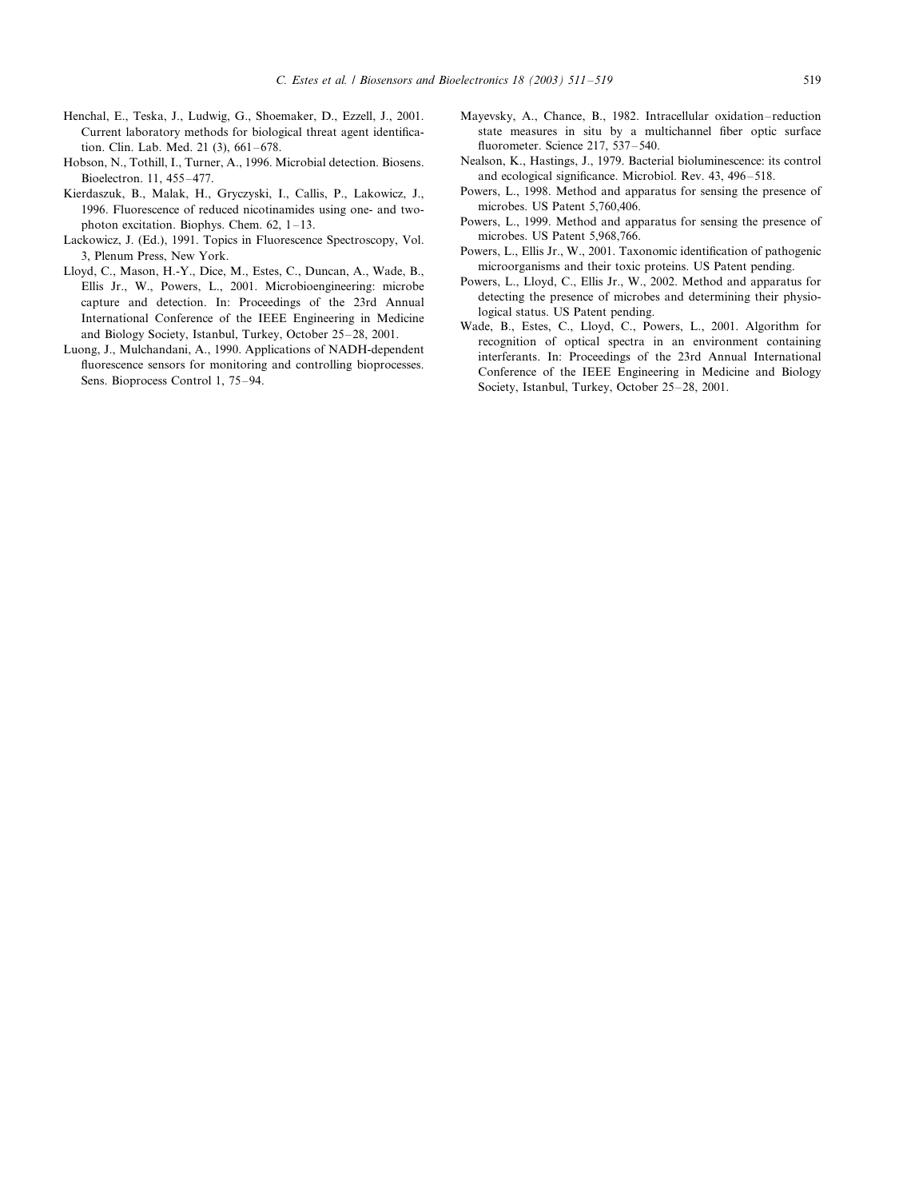Henchal, E., Teska, J., Ludwig, G., Shoemaker, D., Ezzell, J., 2001. Current laboratory methods for biological threat agent identification. Clin. Lab. Med. 21 (3), 661–678.

Hobson, N., Tothill, I., Turner, A., 1996. Microbial detection. Biosens. Bioelectron. 11, 455–477.

Kierdaszuk, B., Malak, H., Gryczyski, I., Callis, P., Lakowicz, J., 1996. Fluorescence of reduced nicotinamides using one- and two-photon excitation. Biophys. Chem. 62, 1–13.

Lackowicz, J. (Ed.), 1991. Topics in Fluorescence Spectroscopy, Vol. 3, Plenum Press, New York.

Lloyd, C., Mason, H.-Y., Dice, M., Estes, C., Duncan, A., Wade, B., Ellis Jr., W., Powers, L., 2001. Microbioengineering: microbe capture and detection. In: Proceedings of the 23rd Annual International Conference of the IEEE Engineering in Medicine and Biology Society, Istanbul, Turkey, October 25–28, 2001.

Luong, J., Mulchandani, A., 1990. Applications of NADH-dependent fluorescence sensors for monitoring and controlling bioprocesses. Sens. Bioprocess Control 1, 75–94.

Mayevsky, A., Chance, B., 1982. Intracellular oxidation–reduction state measures in situ by a multichannel fiber optic surface fluorometer. Science 217, 537–540.

Nealson, K., Hastings, J., 1979. Bacterial bioluminescence: its control and ecological significance. Microbiol. Rev. 43, 496–518.

Powers, L., 1998. Method and apparatus for sensing the presence of microbes. US Patent 5,760,406.

Powers, L., 1999. Method and apparatus for sensing the presence of microbes. US Patent 5,968,766.

Powers, L., Ellis Jr., W., 2001. Taxonomic identification of pathogenic microorganisms and their toxic proteins. US Patent pending.

Powers, L., Lloyd, C., Ellis Jr., W., 2002. Method and apparatus for detecting the presence of microbes and determining their physiological status. US Patent pending.

Wade, B., Estes, C., Lloyd, C., Powers, L., 2001. Algorithm for recognition of optical spectra in an environment containing interferants. In: Proceedings of the 23rd Annual International Conference of the IEEE Engineering in Medicine and Biology Society, Istanbul, Turkey, October 25–28, 2001.